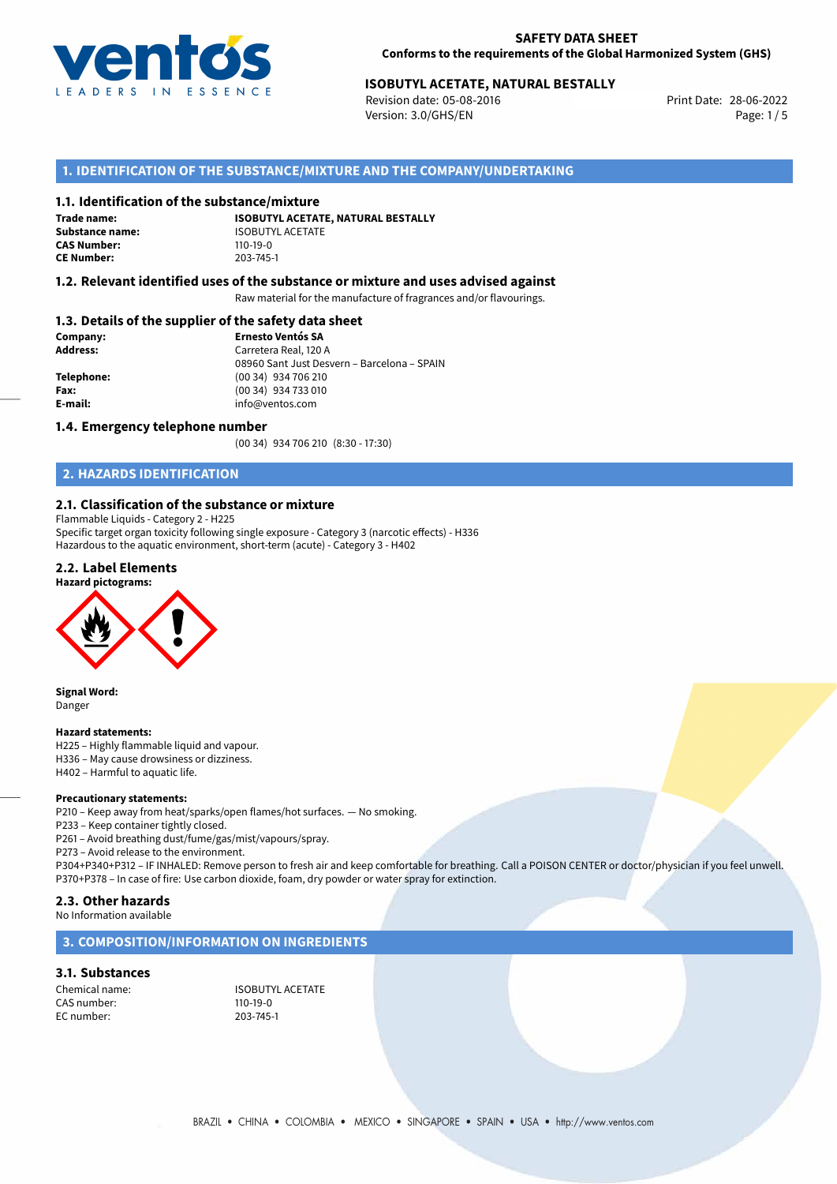**SAFETY DATA SHEET**
**Conforms to the requirements of the Global Harmonized System (GHS)**

**ISOBUTYL ACETATE, NATURAL BESTALLY**
Revision date: 05-08-2016
Version: 3.0/GHS/EN
Print Date: 28-06-2022

## 1. IDENTIFICATION OF THE SUBSTANCE/MIXTURE AND THE COMPANY/UNDERTAKING

### 1.1. Identification of the substance/mixture

**Trade name:** **ISOBUTYL ACETATE, NATURAL BESTALLY**
**Substance name:** ISOBUTYL ACETATE
**CAS Number:** 110-19-0
**CE Number:** 203-745-1

### 1.2. Relevant identified uses of the substance or mixture and uses advised against

Raw material for the manufacture of fragrances and/or flavourings.

### 1.3. Details of the supplier of the safety data sheet

**Company:** **Ernesto Ventós SA**
**Address:** Carretera Real, 120 A
08960 Sant Just Desvern – Barcelona – SPAIN
**Telephone:** (00 34) 934 706 210
**Fax:** (00 34) 934 733 010
**E-mail:** info@ventos.com

### 1.4. Emergency telephone number

(00 34) 934 706 210 (8:30 - 17:30)

## 2. HAZARDS IDENTIFICATION

### 2.1. Classification of the substance or mixture

Flammable Liquids - Category 2 - H225
Specific target organ toxicity following single exposure - Category 3 (narcotic effects) - H336
Hazardous to the aquatic environment, short-term (acute) - Category 3 - H402

### 2.2. Label Elements

**Hazard pictograms:**

**Signal Word:**
Danger

**Hazard statements:**
H225 – Highly flammable liquid and vapour.
H336 – May cause drowsiness or dizziness.
H402 – Harmful to aquatic life.

**Precautionary statements:**
P210 – Keep away from heat/sparks/open flames/hot surfaces. — No smoking.
P233 – Keep container tightly closed.
P261 – Avoid breathing dust/fume/gas/mist/vapours/spray.
P273 – Avoid release to the environment.
P304+P340+P312 – IF INHALED: Remove person to fresh air and keep comfortable for breathing. Call a POISON CENTER or doctor/physician if you feel unwell.
P370+P378 – In case of fire: Use carbon dioxide, foam, dry powder or water spray for extinction.

### 2.3. Other hazards

No Information available

## 3. COMPOSITION/INFORMATION ON INGREDIENTS

### 3.1. Substances

Chemical name: ISOBUTYL ACETATE
CAS number: 110-19-0
EC number: 203-745-1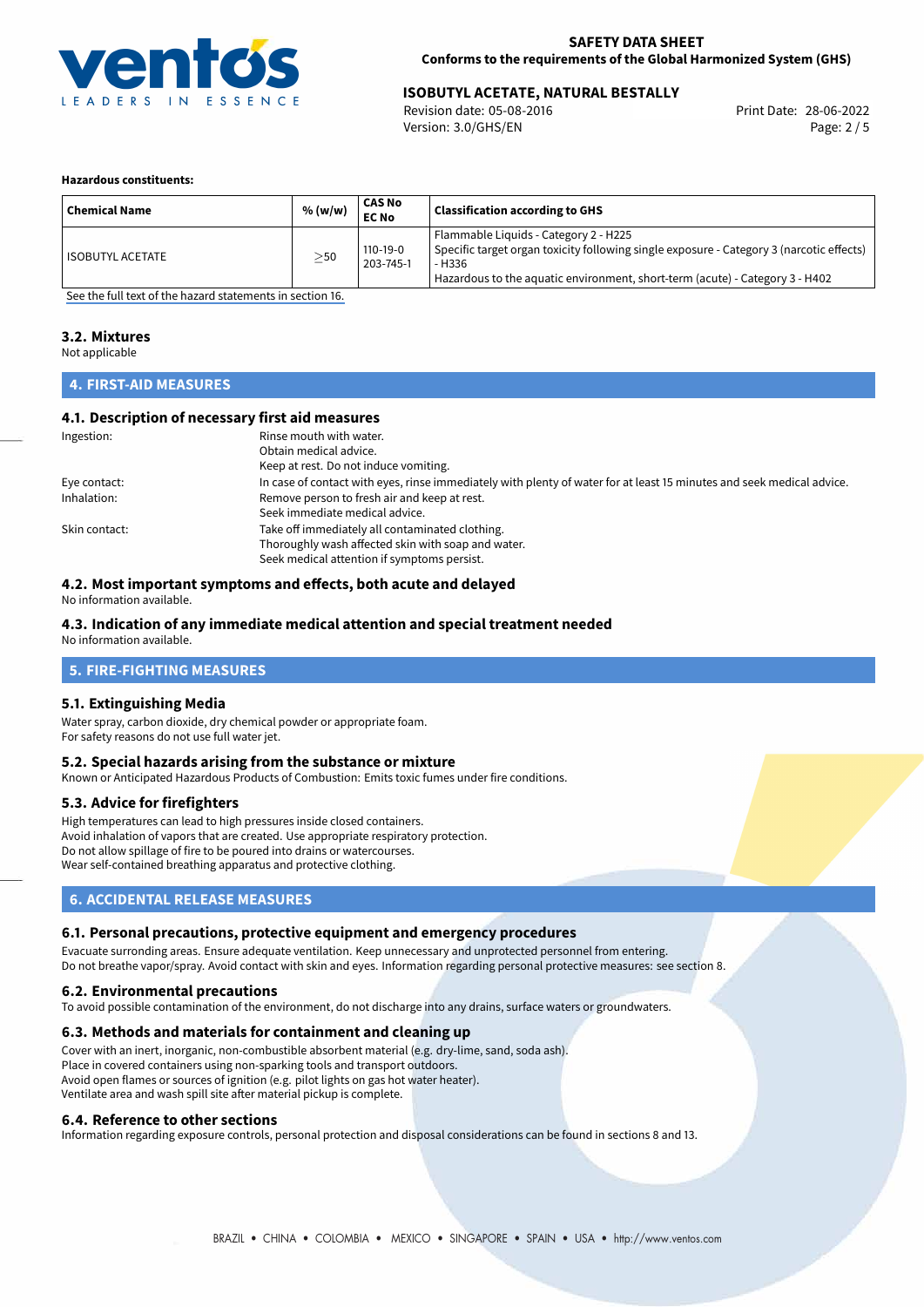**Hazardous constituents:**

| Chemical Name | % (w/w) | CAS No<br>EC No | Classification according to GHS |
|---|---|---|---|
| ISOBUTYL ACETATE | $\geq$50 | 110-19-0<br>203-745-1 | Flammable Liquids - Category 2 - H225<br>Specific target organ toxicity following single exposure - Category 3 (narcotic effects) - H336<br>Hazardous to the aquatic environment, short-term (acute) - Category 3 - H402 |

See the full text of the hazard statements in section 16.

### 3.2. Mixtures

Not applicable

## 4. FIRST-AID MEASURES

### 4.1. Description of necessary first aid measures

Ingestion:
Rinse mouth with water.
Obtain medical advice.
Keep at rest. Do not induce vomiting.

Eye contact:
In case of contact with eyes, rinse immediately with plenty of water for at least 15 minutes and seek medical advice.

Inhalation:
Remove person to fresh air and keep at rest.
Seek immediate medical advice.

Skin contact:
Take off immediately all contaminated clothing.
Thoroughly wash affected skin with soap and water.
Seek medical attention if symptoms persist.

### 4.2. Most important symptoms and effects, both acute and delayed

No information available.

### 4.3. Indication of any immediate medical attention and special treatment needed

No information available.

## 5. FIRE-FIGHTING MEASURES

### 5.1. Extinguishing Media

Water spray, carbon dioxide, dry chemical powder or appropriate foam.
For safety reasons do not use full water jet.

### 5.2. Special hazards arising from the substance or mixture

Known or Anticipated Hazardous Products of Combustion: Emits toxic fumes under fire conditions.

### 5.3. Advice for firefighters

High temperatures can lead to high pressures inside closed containers.
Avoid inhalation of vapors that are created. Use appropriate respiratory protection.
Do not allow spillage of fire to be poured into drains or watercourses.
Wear self-contained breathing apparatus and protective clothing.

## 6. ACCIDENTAL RELEASE MEASURES

### 6.1. Personal precautions, protective equipment and emergency procedures

Evacuate surronding areas. Ensure adequate ventilation. Keep unnecessary and unprotected personnel from entering.
Do not breathe vapor/spray. Avoid contact with skin and eyes. Information regarding personal protective measures: see section 8.

### 6.2. Environmental precautions

To avoid possible contamination of the environment, do not discharge into any drains, surface waters or groundwaters.

### 6.3. Methods and materials for containment and cleaning up

Cover with an inert, inorganic, non-combustible absorbent material (e.g. dry-lime, sand, soda ash).
Place in covered containers using non-sparking tools and transport outdoors.
Avoid open flames or sources of ignition (e.g. pilot lights on gas hot water heater).
Ventilate area and wash spill site after material pickup is complete.

### 6.4. Reference to other sections

Information regarding exposure controls, personal protection and disposal considerations can be found in sections 8 and 13.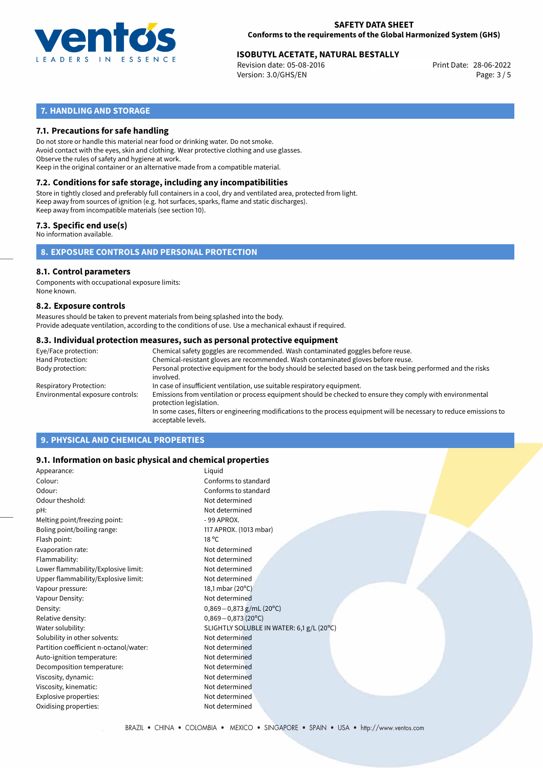## 7. HANDLING AND STORAGE

### 7.1. Precautions for safe handling

Do not store or handle this material near food or drinking water. Do not smoke.
Avoid contact with the eyes, skin and clothing. Wear protective clothing and use glasses.
Observe the rules of safety and hygiene at work.
Keep in the original container or an alternative made from a compatible material.

### 7.2. Conditions for safe storage, including any incompatibilities

Store in tightly closed and preferably full containers in a cool, dry and ventilated area, protected from light.
Keep away from sources of ignition (e.g. hot surfaces, sparks, flame and static discharges).
Keep away from incompatible materials (see section 10).

### 7.3. Specific end use(s)

No information available.

## 8. EXPOSURE CONTROLS AND PERSONAL PROTECTION

### 8.1. Control parameters

Components with occupational exposure limits:
None known.

### 8.2. Exposure controls

Measures should be taken to prevent materials from being splashed into the body.
Provide adequate ventilation, according to the conditions of use. Use a mechanical exhaust if required.

### 8.3. Individual protection measures, such as personal protective equipment

| | |
|---|---|
| Eye/Face protection: | Chemical safety goggles are recommended. Wash contaminated goggles before reuse. |
| Hand Protection: | Chemical-resistant gloves are recommended. Wash contaminated gloves before reuse. |
| Body protection: | Personal protective equipment for the body should be selected based on the task being performed and the risks involved. |
| Respiratory Protection: | In case of insufficient ventilation, use suitable respiratory equipment. |
| Environmental exposure controls: | Emissions from ventilation or process equipment should be checked to ensure they comply with environmental protection legislation. In some cases, filters or engineering modifications to the process equipment will be necessary to reduce emissions to acceptable levels. |

## 9. PHYSICAL AND CHEMICAL PROPERTIES

### 9.1. Information on basic physical and chemical properties

| | |
|---|---|
| Appearance: | Liquid |
| Colour: | Conforms to standard |
| Odour: | Conforms to standard |
| Odour theshold: | Not determined |
| pH: | Not determined |
| Melting point/freezing point: | - 99 APROX. |
| Boling point/boiling range: | 117 APROX. (1013 mbar) |
| Flash point: | 18 ºC |
| Evaporation rate: | Not determined |
| Flammability: | Not determined |
| Lower flammability/Explosive limit: | Not determined |
| Upper flammability/Explosive limit: | Not determined |
| Vapour pressure: | 18,1 mbar (20ºC) |
| Vapour Density: | Not determined |
| Density: | 0,869−0,873 g/mL (20ºC) |
| Relative density: | 0,869−0,873 (20ºC) |
| Water solubility: | SLIGHTLY SOLUBLE IN WATER: 6,1 g/L (20ºC) |
| Solubility in other solvents: | Not determined |
| Partition coefficient n-octanol/water: | Not determined |
| Auto-ignition temperature: | Not determined |
| Decomposition temperature: | Not determined |
| Viscosity, dynamic: | Not determined |
| Viscosity, kinematic: | Not determined |
| Explosive properties: | Not determined |
| Oxidising properties: | Not determined |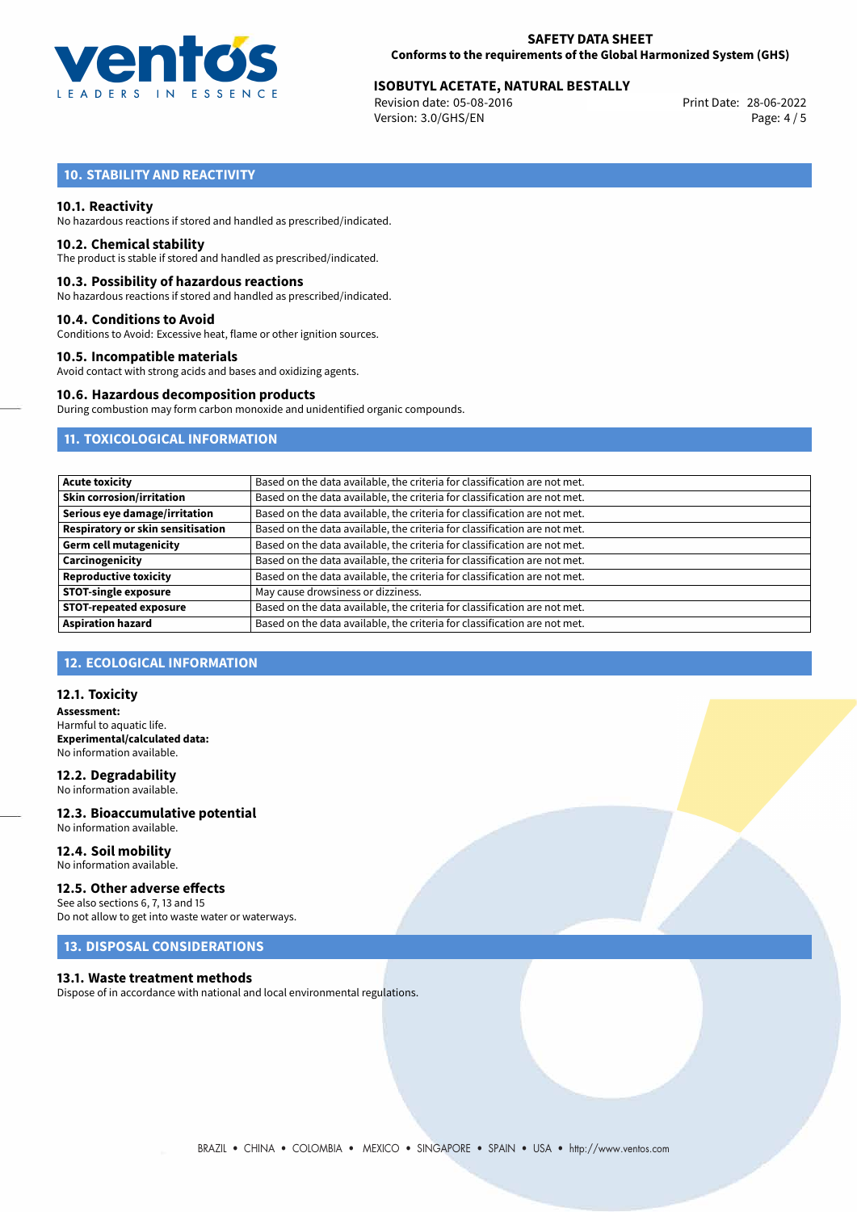## 10. STABILITY AND REACTIVITY

### 10.1. Reactivity
No hazardous reactions if stored and handled as prescribed/indicated.

### 10.2. Chemical stability
The product is stable if stored and handled as prescribed/indicated.

### 10.3. Possibility of hazardous reactions
No hazardous reactions if stored and handled as prescribed/indicated.

### 10.4. Conditions to Avoid
Conditions to Avoid: Excessive heat, flame or other ignition sources.

### 10.5. Incompatible materials
Avoid contact with strong acids and bases and oxidizing agents.

### 10.6. Hazardous decomposition products
During combustion may form carbon monoxide and unidentified organic compounds.

## 11. TOXICOLOGICAL INFORMATION

| | |
|---|---|
| **Acute toxicity** | Based on the data available, the criteria for classification are not met. |
| **Skin corrosion/irritation** | Based on the data available, the criteria for classification are not met. |
| **Serious eye damage/irritation** | Based on the data available, the criteria for classification are not met. |
| **Respiratory or skin sensitisation** | Based on the data available, the criteria for classification are not met. |
| **Germ cell mutagenicity** | Based on the data available, the criteria for classification are not met. |
| **Carcinogenicity** | Based on the data available, the criteria for classification are not met. |
| **Reproductive toxicity** | Based on the data available, the criteria for classification are not met. |
| **STOT-single exposure** | May cause drowsiness or dizziness. |
| **STOT-repeated exposure** | Based on the data available, the criteria for classification are not met. |
| **Aspiration hazard** | Based on the data available, the criteria for classification are not met. |

## 12. ECOLOGICAL INFORMATION

### 12.1. Toxicity
**Assessment:**
Harmful to aquatic life.
**Experimental/calculated data:**
No information available.

### 12.2. Degradability
No information available.

### 12.3. Bioaccumulative potential
No information available.

### 12.4. Soil mobility
No information available.

### 12.5. Other adverse effects
See also sections 6, 7, 13 and 15
Do not allow to get into waste water or waterways.

## 13. DISPOSAL CONSIDERATIONS

### 13.1. Waste treatment methods
Dispose of in accordance with national and local environmental regulations.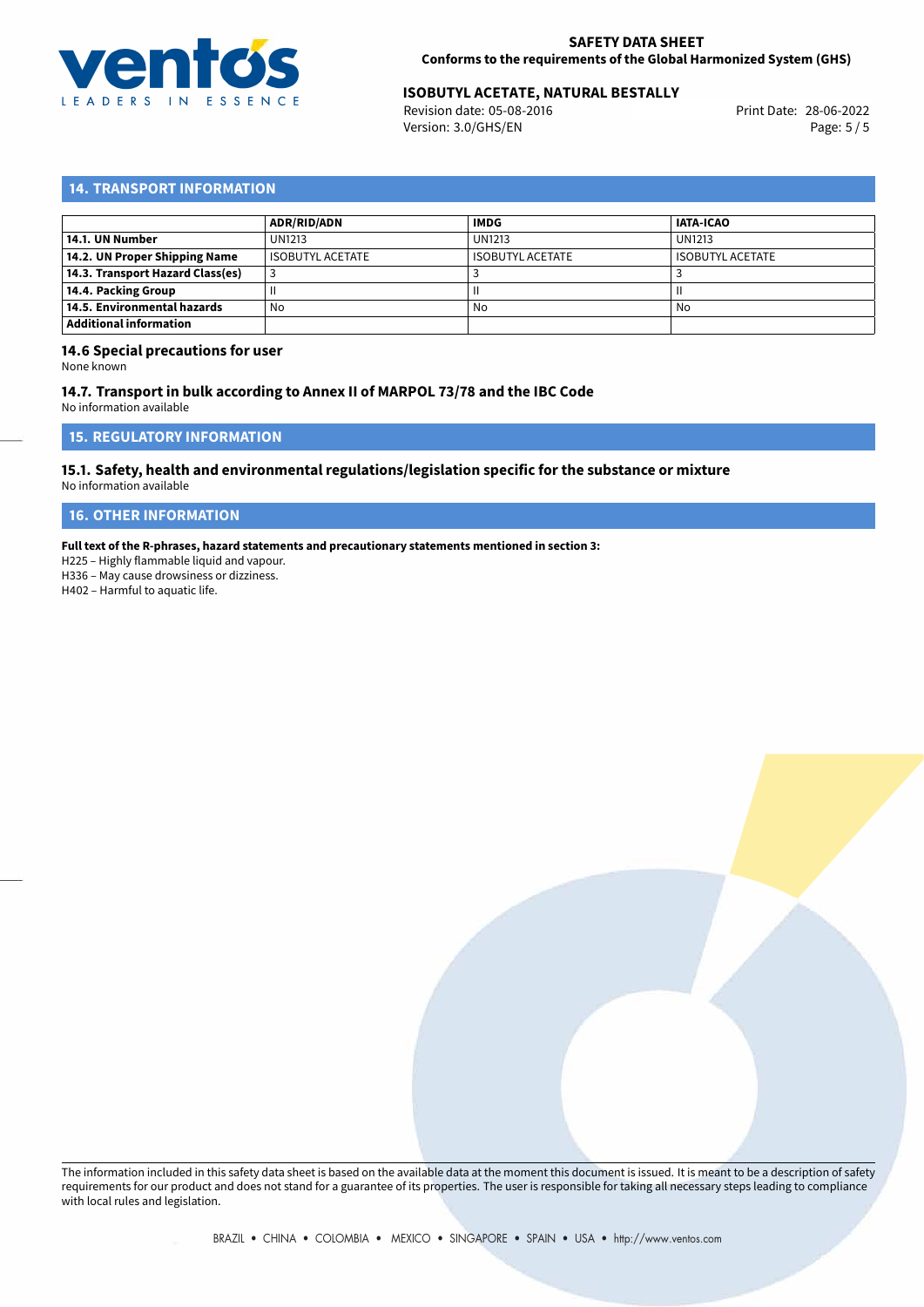## 14. TRANSPORT INFORMATION

| | ADR/RID/ADN | IMDG | IATA-ICAO |
|---|---|---|---|
| **14.1. UN Number** | UN1213 | UN1213 | UN1213 |
| **14.2. UN Proper Shipping Name** | ISOBUTYL ACETATE | ISOBUTYL ACETATE | ISOBUTYL ACETATE |
| **14.3. Transport Hazard Class(es)** | 3 | 3 | 3 |
| **14.4. Packing Group** | II | II | II |
| **14.5. Environmental hazards** | No | No | No |
| **Additional information** | | | |

### 14.6 Special precautions for user

None known

### 14.7. Transport in bulk according to Annex II of MARPOL 73/78 and the IBC Code

No information available

## 15. REGULATORY INFORMATION

### 15.1. Safety, health and environmental regulations/legislation specific for the substance or mixture

No information available

## 16. OTHER INFORMATION

**Full text of the R-phrases, hazard statements and precautionary statements mentioned in section 3:**

H225 – Highly flammable liquid and vapour.
H336 – May cause drowsiness or dizziness.
H402 – Harmful to aquatic life.

The information included in this safety data sheet is based on the available data at the moment this document is issued. It is meant to be a description of safety requirements for our product and does not stand for a guarantee of its properties. The user is responsible for taking all necessary steps leading to compliance with local rules and legislation.

BRAZIL • CHINA • COLOMBIA • MEXICO • SINGAPORE • SPAIN • USA • http://www.ventos.com